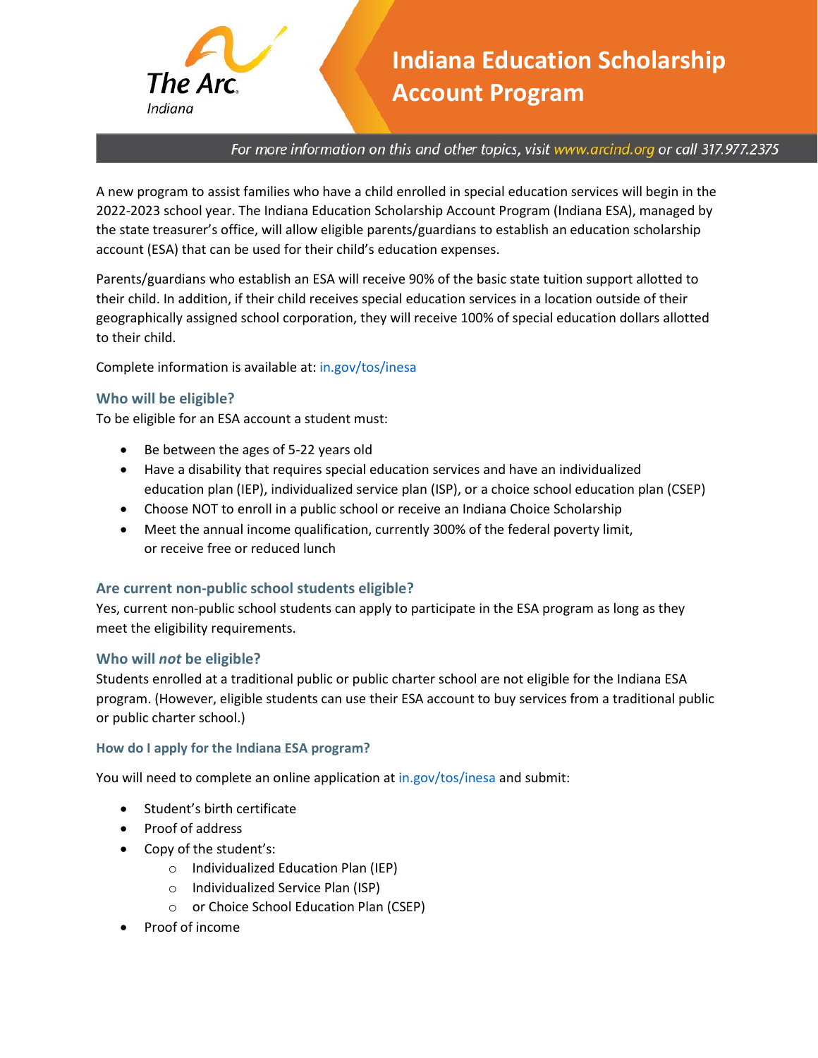# Indiana Education Scholarship Account Program

*For more information on this and other topics, visit www.arcind.org or call 317.977.2375*

A new program to assist families who have a child enrolled in special education services will begin in the 2022-2023 school year. The Indiana Education Scholarship Account Program (Indiana ESA), managed by the state treasurer's office, will allow eligible parents/guardians to establish an education scholarship account (ESA) that can be used for their child's education expenses.

Parents/guardians who establish an ESA will receive 90% of the basic state tuition support allotted to their child. In addition, if their child receives special education services in a location outside of their geographically assigned school corporation, they will receive 100% of special education dollars allotted to their child.

Complete information is available at: in.gov/tos/inesa

## Who will be eligible?

To be eligible for an ESA account a student must:

- Be between the ages of 5-22 years old
- Have a disability that requires special education services and have an individualized education plan (IEP), individualized service plan (ISP), or a choice school education plan (CSEP)
- Choose NOT to enroll in a public school or receive an Indiana Choice Scholarship
- Meet the annual income qualification, currently 300% of the federal poverty limit, or receive free or reduced lunch

## Are current non-public school students eligible?

Yes, current non-public school students can apply to participate in the ESA program as long as they meet the eligibility requirements.

## Who will *not* be eligible?

Students enrolled at a traditional public or public charter school are not eligible for the Indiana ESA program. (However, eligible students can use their ESA account to buy services from a traditional public or public charter school.)

### How do I apply for the Indiana ESA program?

You will need to complete an online application at in.gov/tos/inesa and submit:

- Student's birth certificate
- Proof of address
- Copy of the student's:
  - Individualized Education Plan (IEP)
  - Individualized Service Plan (ISP)
  - or Choice School Education Plan (CSEP)
- Proof of income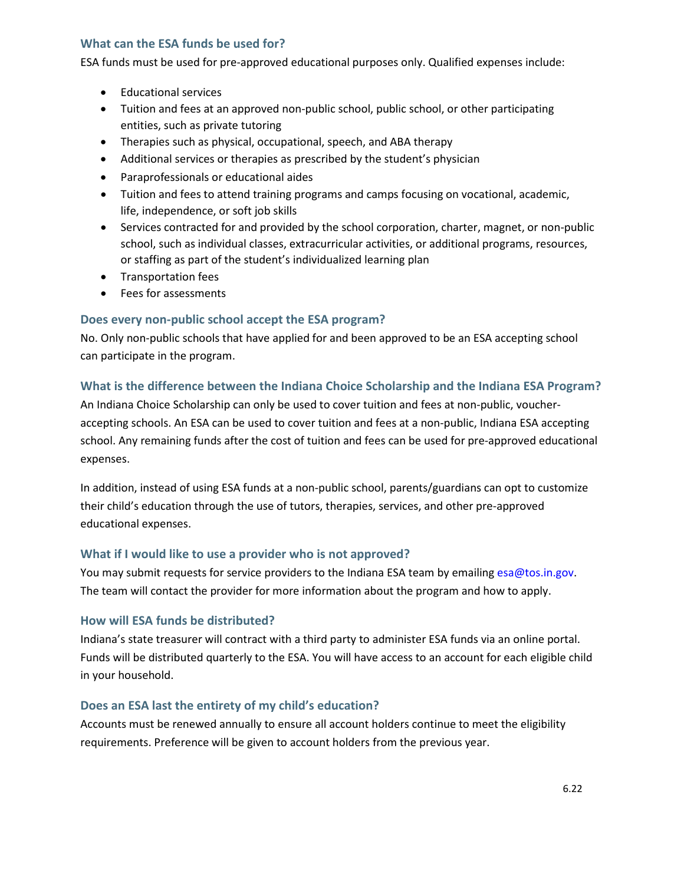### What can the ESA funds be used for?

ESA funds must be used for pre-approved educational purposes only. Qualified expenses include:

- Educational services
- Tuition and fees at an approved non-public school, public school, or other participating entities, such as private tutoring
- Therapies such as physical, occupational, speech, and ABA therapy
- Additional services or therapies as prescribed by the student's physician
- Paraprofessionals or educational aides
- Tuition and fees to attend training programs and camps focusing on vocational, academic, life, independence, or soft job skills
- Services contracted for and provided by the school corporation, charter, magnet, or non-public school, such as individual classes, extracurricular activities, or additional programs, resources, or staffing as part of the student's individualized learning plan
- Transportation fees
- Fees for assessments

### Does every non-public school accept the ESA program?

No. Only non-public schools that have applied for and been approved to be an ESA accepting school can participate in the program.

### What is the difference between the Indiana Choice Scholarship and the Indiana ESA Program?

An Indiana Choice Scholarship can only be used to cover tuition and fees at non-public, voucher-accepting schools. An ESA can be used to cover tuition and fees at a non-public, Indiana ESA accepting school. Any remaining funds after the cost of tuition and fees can be used for pre-approved educational expenses.

In addition, instead of using ESA funds at a non-public school, parents/guardians can opt to customize their child's education through the use of tutors, therapies, services, and other pre-approved educational expenses.

### What if I would like to use a provider who is not approved?

You may submit requests for service providers to the Indiana ESA team by emailing esa@tos.in.gov. The team will contact the provider for more information about the program and how to apply.

### How will ESA funds be distributed?

Indiana's state treasurer will contract with a third party to administer ESA funds via an online portal. Funds will be distributed quarterly to the ESA. You will have access to an account for each eligible child in your household.

### Does an ESA last the entirety of my child's education?

Accounts must be renewed annually to ensure all account holders continue to meet the eligibility requirements. Preference will be given to account holders from the previous year.

6.22